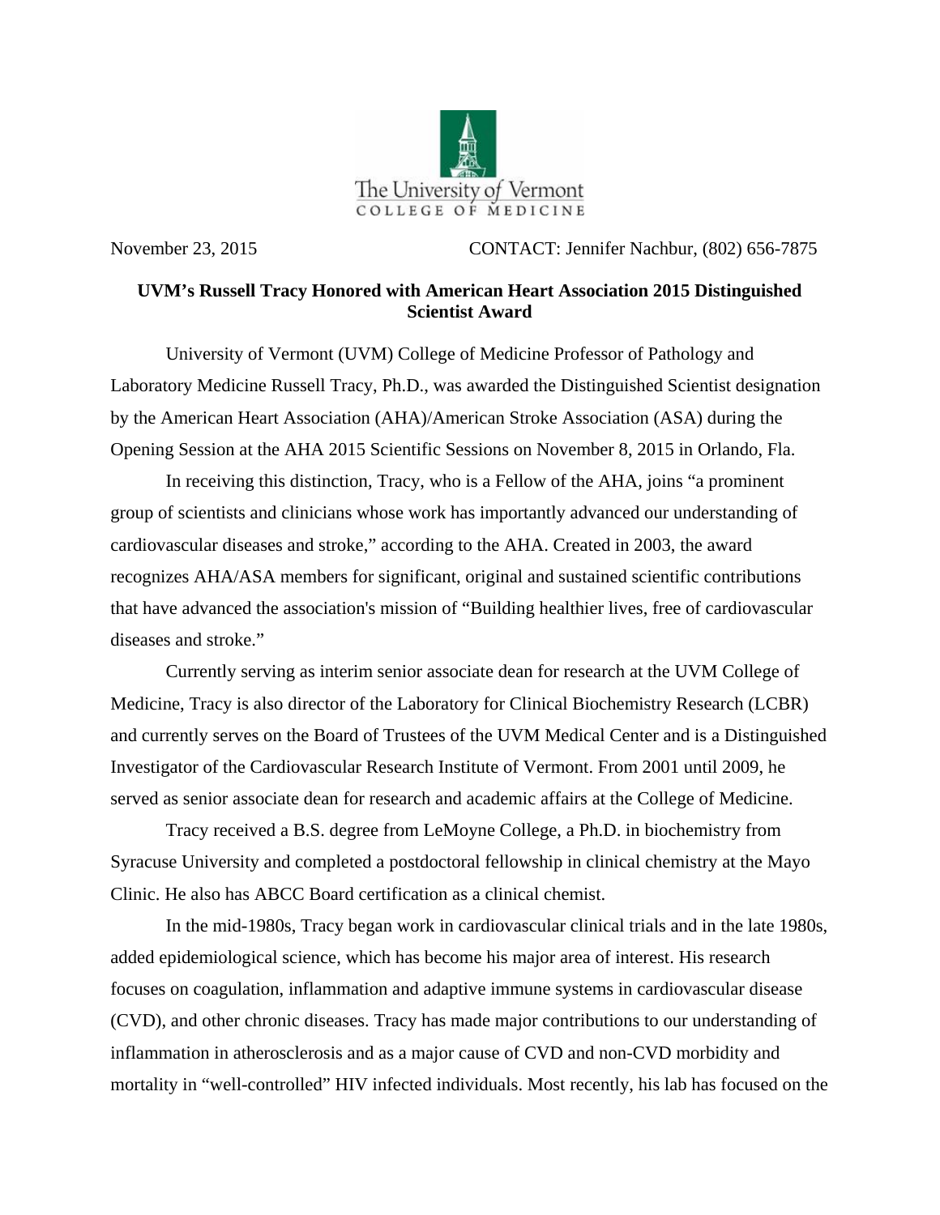The University of Vermont
COLLEGE OF MEDICINE

November 23, 2015 CONTACT: Jennifer Nachbur, (802) 656-7875

**UVM's Russell Tracy Honored with American Heart Association 2015 Distinguished Scientist Award**

University of Vermont (UVM) College of Medicine Professor of Pathology and Laboratory Medicine Russell Tracy, Ph.D., was awarded the Distinguished Scientist designation by the American Heart Association (AHA)/American Stroke Association (ASA) during the Opening Session at the AHA 2015 Scientific Sessions on November 8, 2015 in Orlando, Fla.

In receiving this distinction, Tracy, who is a Fellow of the AHA, joins "a prominent group of scientists and clinicians whose work has importantly advanced our understanding of cardiovascular diseases and stroke," according to the AHA. Created in 2003, the award recognizes AHA/ASA members for significant, original and sustained scientific contributions that have advanced the association's mission of "Building healthier lives, free of cardiovascular diseases and stroke."

Currently serving as interim senior associate dean for research at the UVM College of Medicine, Tracy is also director of the Laboratory for Clinical Biochemistry Research (LCBR) and currently serves on the Board of Trustees of the UVM Medical Center and is a Distinguished Investigator of the Cardiovascular Research Institute of Vermont. From 2001 until 2009, he served as senior associate dean for research and academic affairs at the College of Medicine.

Tracy received a B.S. degree from LeMoyne College, a Ph.D. in biochemistry from Syracuse University and completed a postdoctoral fellowship in clinical chemistry at the Mayo Clinic. He also has ABCC Board certification as a clinical chemist.

In the mid-1980s, Tracy began work in cardiovascular clinical trials and in the late 1980s, added epidemiological science, which has become his major area of interest. His research focuses on coagulation, inflammation and adaptive immune systems in cardiovascular disease (CVD), and other chronic diseases. Tracy has made major contributions to our understanding of inflammation in atherosclerosis and as a major cause of CVD and non-CVD morbidity and mortality in "well-controlled" HIV infected individuals. Most recently, his lab has focused on the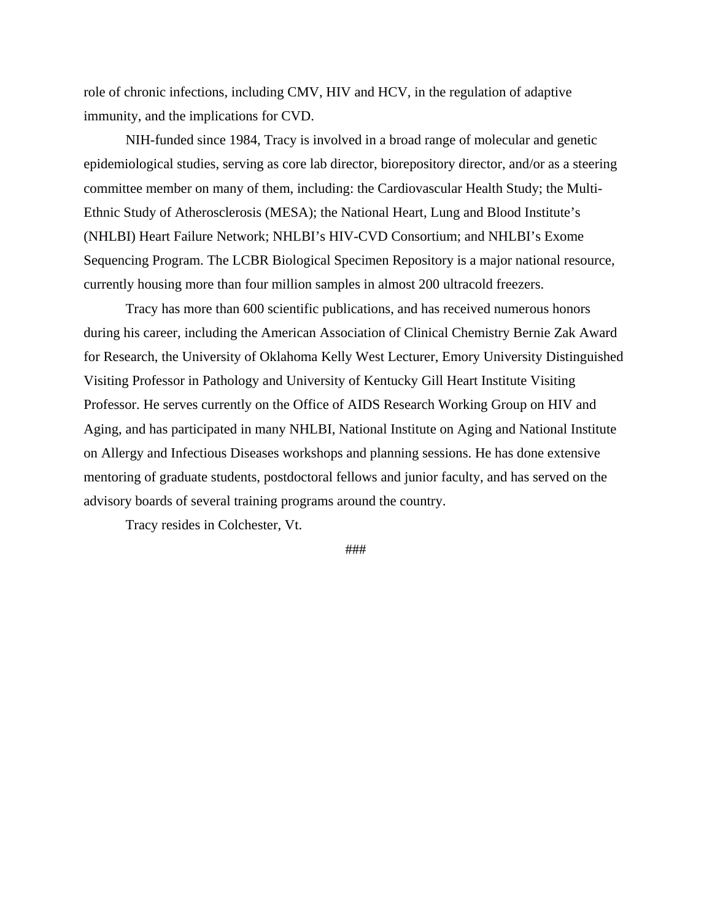role of chronic infections, including CMV, HIV and HCV, in the regulation of adaptive immunity, and the implications for CVD.

NIH-funded since 1984, Tracy is involved in a broad range of molecular and genetic epidemiological studies, serving as core lab director, biorepository director, and/or as a steering committee member on many of them, including: the Cardiovascular Health Study; the Multi-Ethnic Study of Atherosclerosis (MESA); the National Heart, Lung and Blood Institute's (NHLBI) Heart Failure Network; NHLBI's HIV-CVD Consortium; and NHLBI's Exome Sequencing Program. The LCBR Biological Specimen Repository is a major national resource, currently housing more than four million samples in almost 200 ultracold freezers.

Tracy has more than 600 scientific publications, and has received numerous honors during his career, including the American Association of Clinical Chemistry Bernie Zak Award for Research, the University of Oklahoma Kelly West Lecturer, Emory University Distinguished Visiting Professor in Pathology and University of Kentucky Gill Heart Institute Visiting Professor. He serves currently on the Office of AIDS Research Working Group on HIV and Aging, and has participated in many NHLBI, National Institute on Aging and National Institute on Allergy and Infectious Diseases workshops and planning sessions. He has done extensive mentoring of graduate students, postdoctoral fellows and junior faculty, and has served on the advisory boards of several training programs around the country.

Tracy resides in Colchester, Vt.

###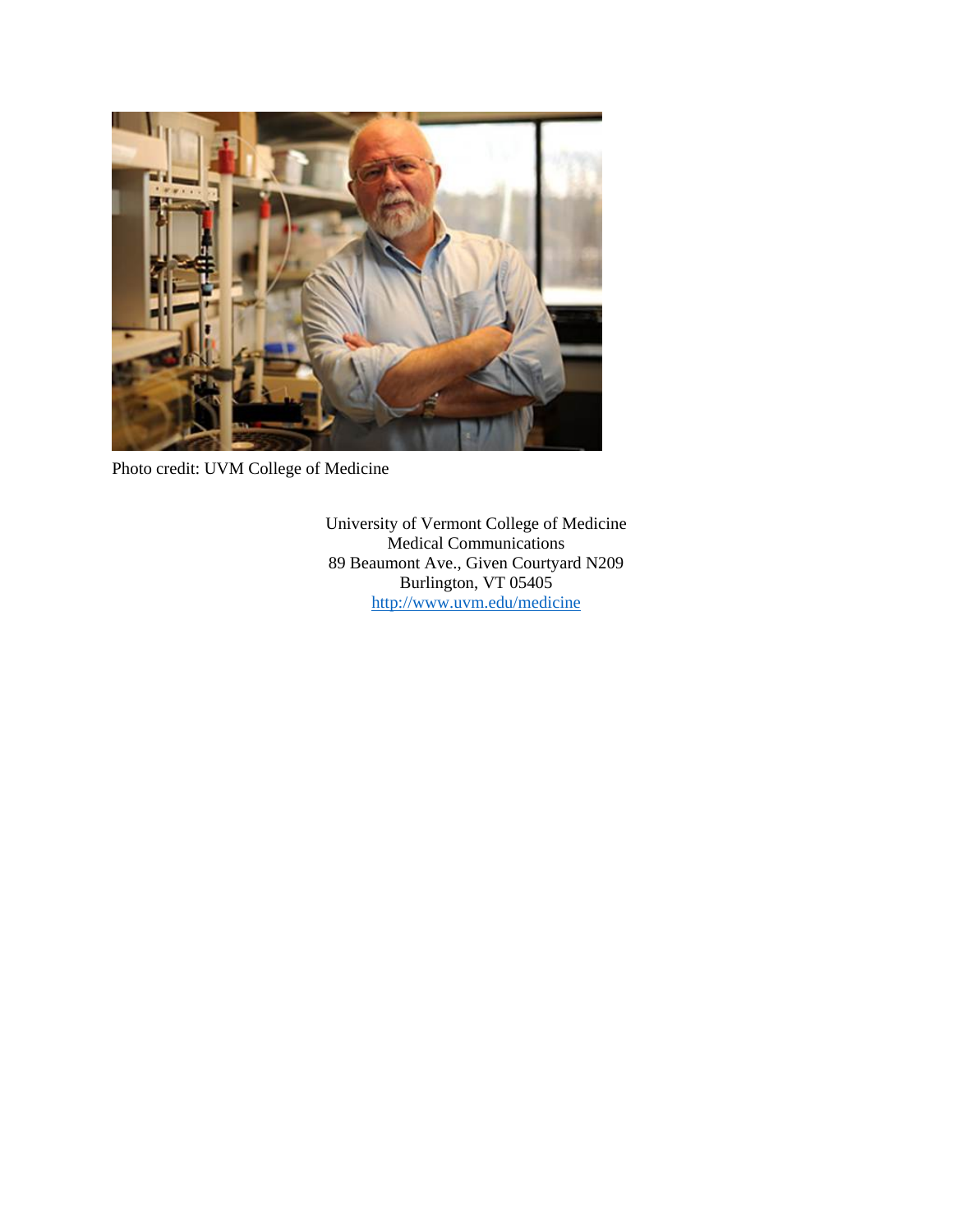Photo credit: UVM College of Medicine

University of Vermont College of Medicine
Medical Communications
89 Beaumont Ave., Given Courtyard N209
Burlington, VT 05405
http://www.uvm.edu/medicine